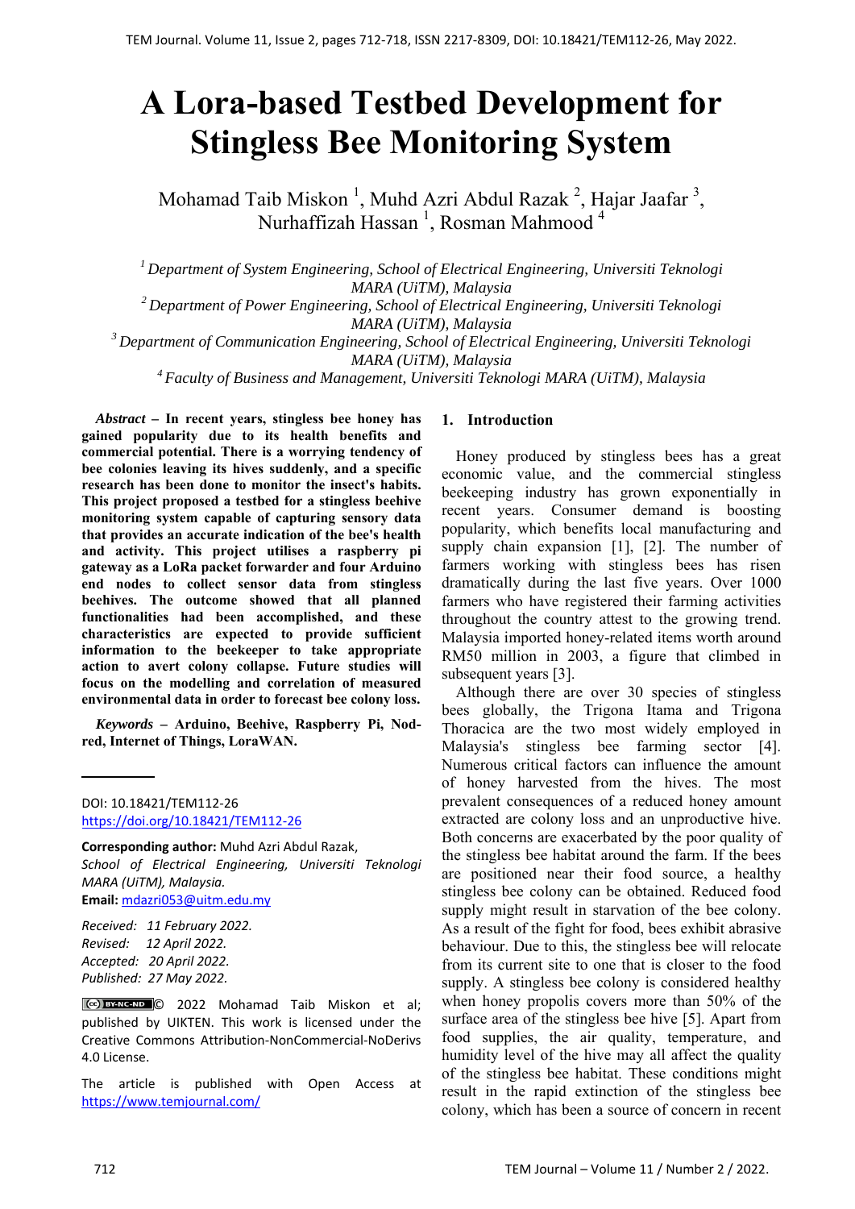# A Lora-based Testbed Development for Stingless Bee Monitoring System

Mohamad Taib Miskon [1], Muhd Azri Abdul Razak [2], Hajar Jaafar [3], Nurhaffizah Hassan [1], Rosman Mahmood [4]

[1] *Department of System Engineering, School of Electrical Engineering, Universiti Teknologi MARA (UiTM), Malaysia*
[2] *Department of Power Engineering, School of Electrical Engineering, Universiti Teknologi MARA (UiTM), Malaysia*
[3] *Department of Communication Engineering, School of Electrical Engineering, Universiti Teknologi MARA (UiTM), Malaysia*
[4] *Faculty of Business and Management, Universiti Teknologi MARA (UiTM), Malaysia*

***Abstract*** **– In recent years, stingless bee honey has gained popularity due to its health benefits and commercial potential. There is a worrying tendency of bee colonies leaving its hives suddenly, and a specific research has been done to monitor the insect's habits. This project proposed a testbed for a stingless beehive monitoring system capable of capturing sensory data that provides an accurate indication of the bee's health and activity. This project utilises a raspberry pi gateway as a LoRa packet forwarder and four Arduino end nodes to collect sensor data from stingless beehives. The outcome showed that all planned functionalities had been accomplished, and these characteristics are expected to provide sufficient information to the beekeeper to take appropriate action to avert colony collapse. Future studies will focus on the modelling and correlation of measured environmental data in order to forecast bee colony loss.**

***Keywords*** **– Arduino, Beehive, Raspberry Pi, Nod-red, Internet of Things, LoraWAN.**

DOI: 10.18421/TEM112-26
https://doi.org/10.18421/TEM112-26

**Corresponding author:** Muhd Azri Abdul Razak,
*School of Electrical Engineering, Universiti Teknologi MARA (UiTM), Malaysia.*
**Email:** mdazri053@uitm.edu.my

*Received: 11 February 2022.*
*Revised: 12 April 2022.*
*Accepted: 20 April 2022.*
*Published: 27 May 2022.*

© 2022 Mohamad Taib Miskon et al; published by UIKTEN. This work is licensed under the Creative Commons Attribution-NonCommercial-NoDerivs 4.0 License.

The article is published with Open Access at https://www.temjournal.com/

## 1. Introduction

Honey produced by stingless bees has a great economic value, and the commercial stingless beekeeping industry has grown exponentially in recent years. Consumer demand is boosting popularity, which benefits local manufacturing and supply chain expansion [1], [2]. The number of farmers working with stingless bees has risen dramatically during the last five years. Over 1000 farmers who have registered their farming activities throughout the country attest to the growing trend. Malaysia imported honey-related items worth around RM50 million in 2003, a figure that climbed in subsequent years [3].

Although there are over 30 species of stingless bees globally, the Trigona Itama and Trigona Thoracica are the two most widely employed in Malaysia's stingless bee farming sector [4]. Numerous critical factors can influence the amount of honey harvested from the hives. The most prevalent consequences of a reduced honey amount extracted are colony loss and an unproductive hive. Both concerns are exacerbated by the poor quality of the stingless bee habitat around the farm. If the bees are positioned near their food source, a healthy stingless bee colony can be obtained. Reduced food supply might result in starvation of the bee colony. As a result of the fight for food, bees exhibit abrasive behaviour. Due to this, the stingless bee will relocate from its current site to one that is closer to the food supply. A stingless bee colony is considered healthy when honey propolis covers more than 50% of the surface area of the stingless bee hive [5]. Apart from food supplies, the air quality, temperature, and humidity level of the hive may all affect the quality of the stingless bee habitat. These conditions might result in the rapid extinction of the stingless bee colony, which has been a source of concern in recent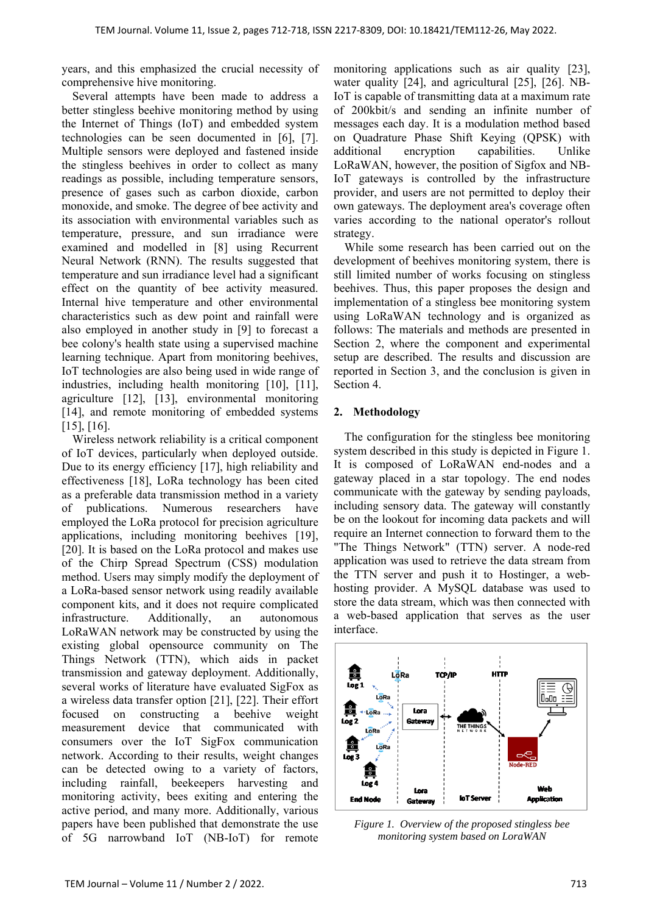years, and this emphasized the crucial necessity of comprehensive hive monitoring.

Several attempts have been made to address a better stingless beehive monitoring method by using the Internet of Things (IoT) and embedded system technologies can be seen documented in [6], [7]. Multiple sensors were deployed and fastened inside the stingless beehives in order to collect as many readings as possible, including temperature sensors, presence of gases such as carbon dioxide, carbon monoxide, and smoke. The degree of bee activity and its association with environmental variables such as temperature, pressure, and sun irradiance were examined and modelled in [8] using Recurrent Neural Network (RNN). The results suggested that temperature and sun irradiance level had a significant effect on the quantity of bee activity measured. Internal hive temperature and other environmental characteristics such as dew point and rainfall were also employed in another study in [9] to forecast a bee colony's health state using a supervised machine learning technique. Apart from monitoring beehives, IoT technologies are also being used in wide range of industries, including health monitoring [10], [11], agriculture [12], [13], environmental monitoring [14], and remote monitoring of embedded systems [15], [16].

Wireless network reliability is a critical component of IoT devices, particularly when deployed outside. Due to its energy efficiency [17], high reliability and effectiveness [18], LoRa technology has been cited as a preferable data transmission method in a variety of publications. Numerous researchers have employed the LoRa protocol for precision agriculture applications, including monitoring beehives [19], [20]. It is based on the LoRa protocol and makes use of the Chirp Spread Spectrum (CSS) modulation method. Users may simply modify the deployment of a LoRa-based sensor network using readily available component kits, and it does not require complicated infrastructure. Additionally, an autonomous LoRaWAN network may be constructed by using the existing global opensource community on The Things Network (TTN), which aids in packet transmission and gateway deployment. Additionally, several works of literature have evaluated SigFox as a wireless data transfer option [21], [22]. Their effort focused on constructing a beehive weight measurement device that communicated with consumers over the IoT SigFox communication network. According to their results, weight changes can be detected owing to a variety of factors, including rainfall, beekeepers harvesting and monitoring activity, bees exiting and entering the active period, and many more. Additionally, various papers have been published that demonstrate the use of 5G narrowband IoT (NB-IoT) for remote monitoring applications such as air quality [23], water quality [24], and agricultural [25], [26]. NB-IoT is capable of transmitting data at a maximum rate of 200kbit/s and sending an infinite number of messages each day. It is a modulation method based on Quadrature Phase Shift Keying (QPSK) with additional encryption capabilities. Unlike LoRaWAN, however, the position of Sigfox and NB-IoT gateways is controlled by the infrastructure provider, and users are not permitted to deploy their own gateways. The deployment area's coverage often varies according to the national operator's rollout strategy.

While some research has been carried out on the development of beehives monitoring system, there is still limited number of works focusing on stingless beehives. Thus, this paper proposes the design and implementation of a stingless bee monitoring system using LoRaWAN technology and is organized as follows: The materials and methods are presented in Section 2, where the component and experimental setup are described. The results and discussion are reported in Section 3, and the conclusion is given in Section 4.

## 2. Methodology

The configuration for the stingless bee monitoring system described in this study is depicted in Figure 1. It is composed of LoRaWAN end-nodes and a gateway placed in a star topology. The end nodes communicate with the gateway by sending payloads, including sensory data. The gateway will constantly be on the lookout for incoming data packets and will require an Internet connection to forward them to the "The Things Network" (TTN) server. A node-red application was used to retrieve the data stream from the TTN server and push it to Hostinger, a web-hosting provider. A MySQL database was used to store the data stream, which was then connected with a web-based application that serves as the user interface.

*Figure 1. Overview of the proposed stingless bee monitoring system based on LoraWAN*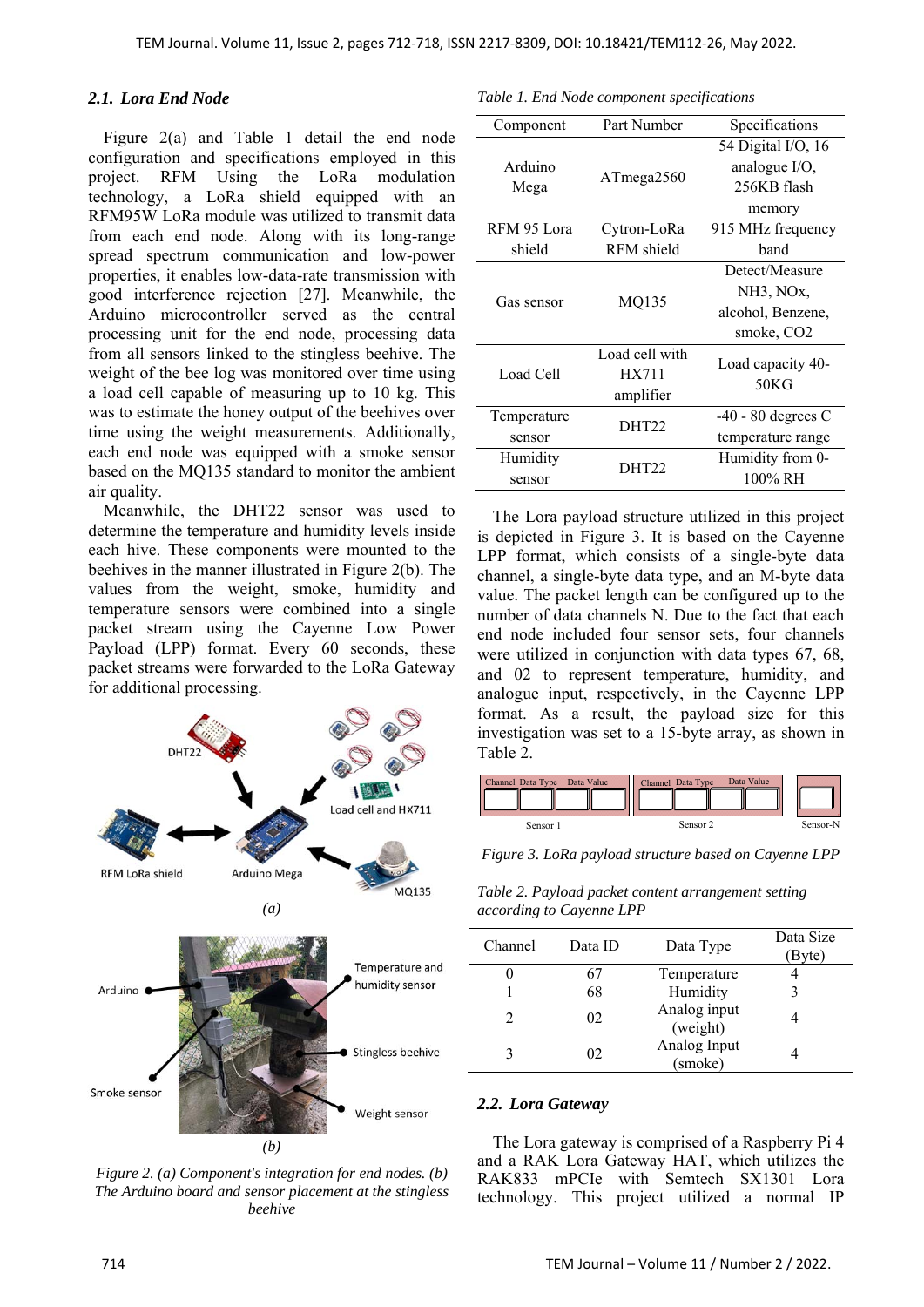### 2.1. Lora End Node

Figure 2(a) and Table 1 detail the end node configuration and specifications employed in this project. RFM Using the LoRa modulation technology, a LoRa shield equipped with an RFM95W LoRa module was utilized to transmit data from each end node. Along with its long-range spread spectrum communication and low-power properties, it enables low-data-rate transmission with good interference rejection [27]. Meanwhile, the Arduino microcontroller served as the central processing unit for the end node, processing data from all sensors linked to the stingless beehive. The weight of the bee log was monitored over time using a load cell capable of measuring up to 10 kg. This was to estimate the honey output of the beehives over time using the weight measurements. Additionally, each end node was equipped with a smoke sensor based on the MQ135 standard to monitor the ambient air quality.

Meanwhile, the DHT22 sensor was used to determine the temperature and humidity levels inside each hive. These components were mounted to the beehives in the manner illustrated in Figure 2(b). The values from the weight, smoke, humidity and temperature sensors were combined into a single packet stream using the Cayenne Low Power Payload (LPP) format. Every 60 seconds, these packet streams were forwarded to the LoRa Gateway for additional processing.

*(a)*

*(b)*

*Figure 2. (a) Component's integration for end nodes. (b) The Arduino board and sensor placement at the stingless beehive*

*Table 1. End Node component specifications*

| Component | Part Number | Specifications |
|---|---|---|
| Arduino Mega | ATmega2560 | 54 Digital I/O, 16 analogue I/O, 256KB flash memory |
| RFM 95 Lora shield | Cytron-LoRa RFM shield | 915 MHz frequency band |
| Gas sensor | MQ135 | Detect/Measure $NH_3$, $NO_x$, alcohol, Benzene, smoke, $CO_2$ |
| Load Cell | Load cell with HX711 amplifier | Load capacity 40-50KG |
| Temperature sensor | DHT22 | -40 - 80 degrees C temperature range |
| Humidity sensor | DHT22 | Humidity from 0-100% RH |

The Lora payload structure utilized in this project is depicted in Figure 3. It is based on the Cayenne LPP format, which consists of a single-byte data channel, a single-byte data type, and an M-byte data value. The packet length can be configured up to the number of data channels N. Due to the fact that each end node included four sensor sets, four channels were utilized in conjunction with data types 67, 68, and 02 to represent temperature, humidity, and analogue input, respectively, in the Cayenne LPP format. As a result, the payload size for this investigation was set to a 15-byte array, as shown in Table 2.

*Figure 3. LoRa payload structure based on Cayenne LPP*

*Table 2. Payload packet content arrangement setting according to Cayenne LPP*

| Channel | Data ID | Data Type | Data Size (Byte) |
|---|---|---|---|
| 0 | 67 | Temperature | 4 |
| 1 | 68 | Humidity | 3 |
| 2 | 02 | Analog input (weight) | 4 |
| 3 | 02 | Analog Input (smoke) | 4 |

### 2.2. Lora Gateway

The Lora gateway is comprised of a Raspberry Pi 4 and a RAK Lora Gateway HAT, which utilizes the RAK833 mPCIe with Semtech SX1301 Lora technology. This project utilized a normal IP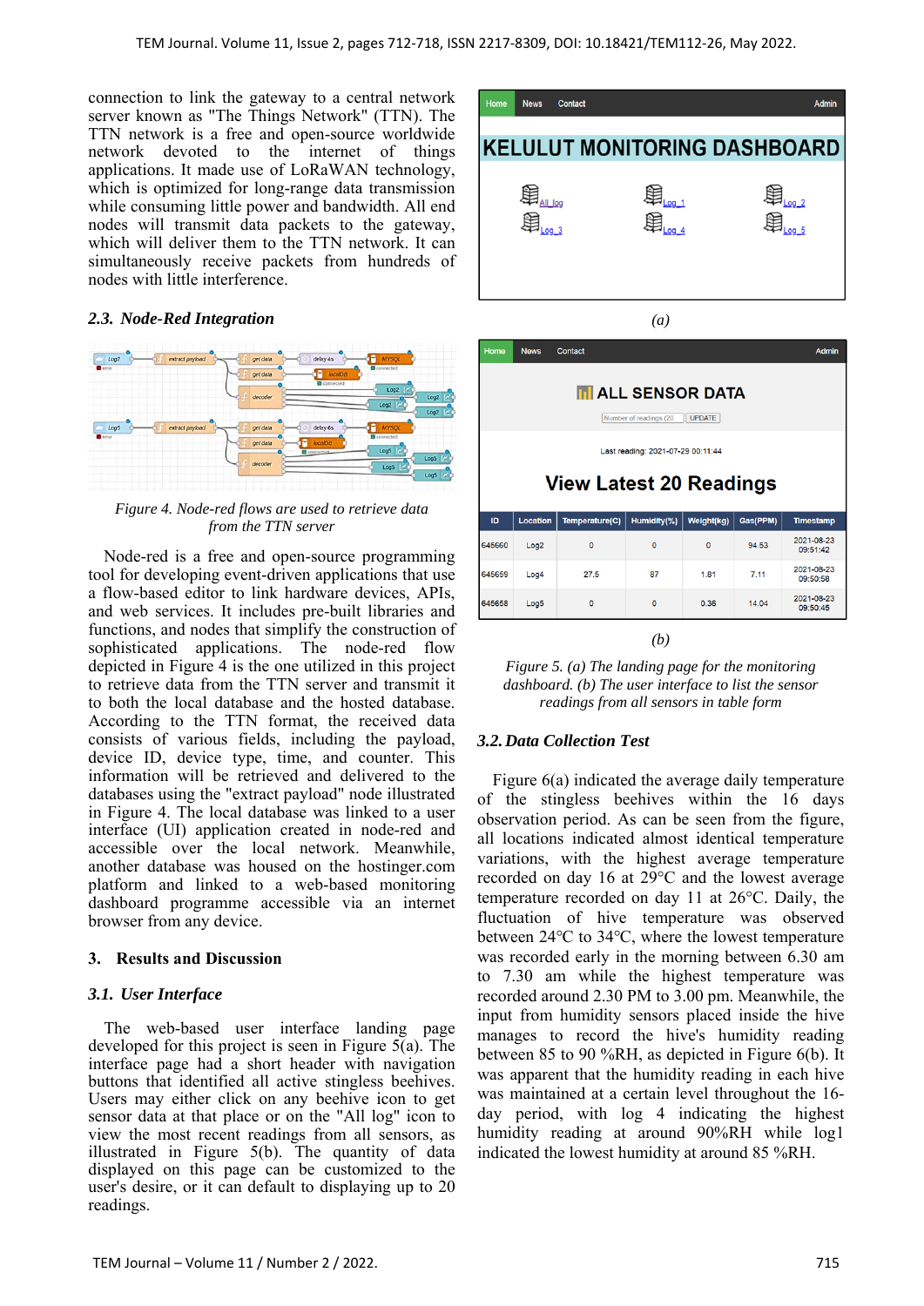connection to link the gateway to a central network server known as "The Things Network" (TTN). The TTN network is a free and open-source worldwide network devoted to the internet of things applications. It made use of LoRaWAN technology, which is optimized for long-range data transmission while consuming little power and bandwidth. All end nodes will transmit data packets to the gateway, which will deliver them to the TTN network. It can simultaneously receive packets from hundreds of nodes with little interference.

### 2.3. Node-Red Integration

*Figure 4. Node-red flows are used to retrieve data from the TTN server*

Node-red is a free and open-source programming tool for developing event-driven applications that use a flow-based editor to link hardware devices, APIs, and web services. It includes pre-built libraries and functions, and nodes that simplify the construction of sophisticated applications. The node-red flow depicted in Figure 4 is the one utilized in this project to retrieve data from the TTN server and transmit it to both the local database and the hosted database. According to the TTN format, the received data consists of various fields, including the payload, device ID, device type, time, and counter. This information will be retrieved and delivered to the databases using the "extract payload" node illustrated in Figure 4. The local database was linked to a user interface (UI) application created in node-red and accessible over the local network. Meanwhile, another database was housed on the hostinger.com platform and linked to a web-based monitoring dashboard programme accessible via an internet browser from any device.

## 3. Results and Discussion

### 3.1. User Interface

The web-based user interface landing page developed for this project is seen in Figure 5(a). The interface page had a short header with navigation buttons that identified all active stingless beehives. Users may either click on any beehive icon to get sensor data at that place or on the "All log" icon to view the most recent readings from all sensors, as illustrated in Figure 5(b). The quantity of data displayed on this page can be customized to the user's desire, or it can default to displaying up to 20 readings.

*(a)*

*(b)*

*Figure 5. (a) The landing page for the monitoring dashboard. (b) The user interface to list the sensor readings from all sensors in table form*

### 3.2. Data Collection Test

Figure 6(a) indicated the average daily temperature of the stingless beehives within the 16 days observation period. As can be seen from the figure, all locations indicated almost identical temperature variations, with the highest average temperature recorded on day 16 at 29°C and the lowest average temperature recorded on day 11 at 26°C. Daily, the fluctuation of hive temperature was observed between 24°C to 34°C, where the lowest temperature was recorded early in the morning between 6.30 am to 7.30 am while the highest temperature was recorded around 2.30 PM to 3.00 pm. Meanwhile, the input from humidity sensors placed inside the hive manages to record the hive's humidity reading between 85 to 90 %RH, as depicted in Figure 6(b). It was apparent that the humidity reading in each hive was maintained at a certain level throughout the 16-day period, with log 4 indicating the highest humidity reading at around 90%RH while log1 indicated the lowest humidity at around 85 %RH.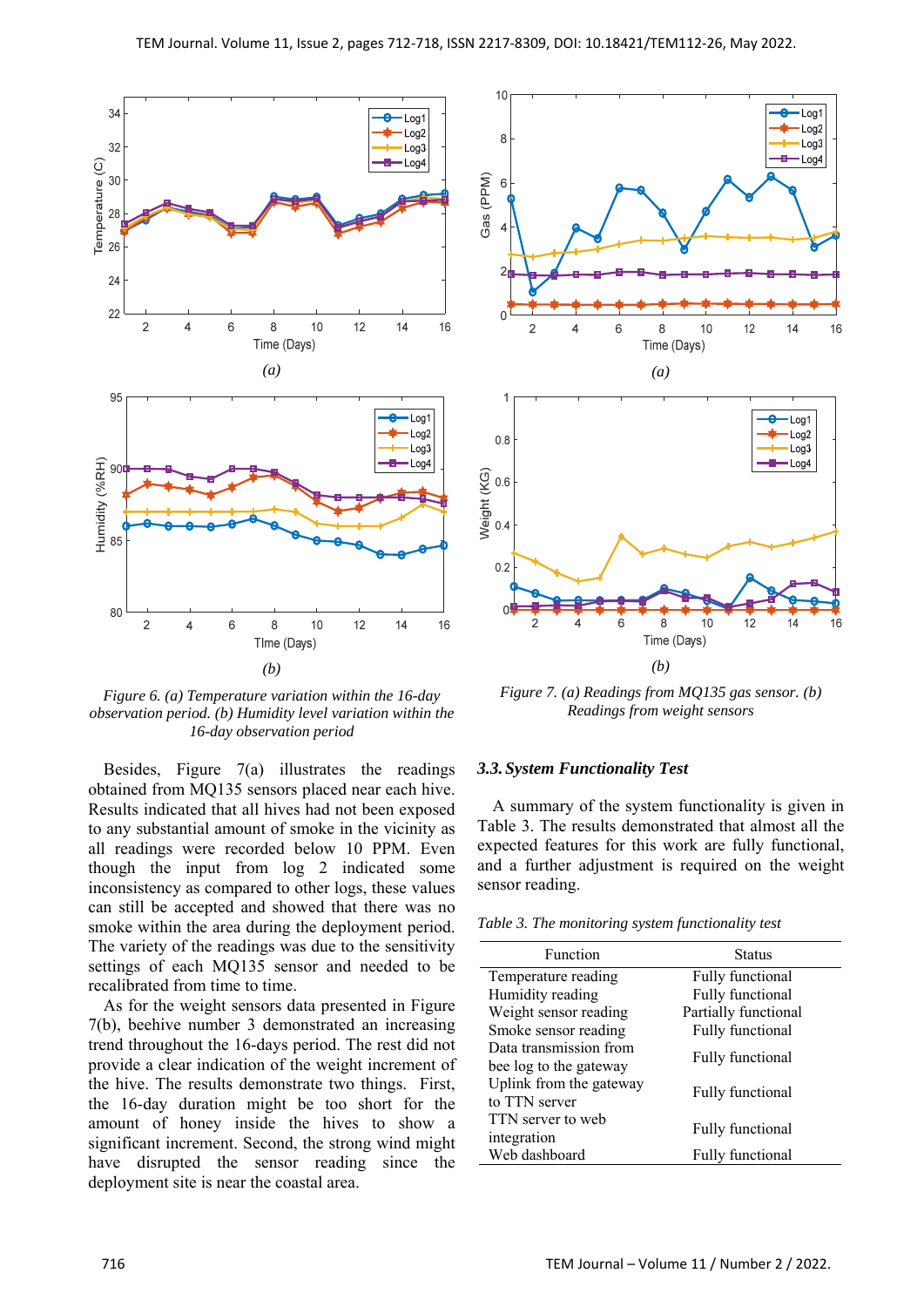*Figure 6. (a) Temperature variation within the 16-day observation period. (b) Humidity level variation within the 16-day observation period*

*Figure 7. (a) Readings from MQ135 gas sensor. (b) Readings from weight sensors*

Besides, Figure 7(a) illustrates the readings obtained from MQ135 sensors placed near each hive. Results indicated that all hives had not been exposed to any substantial amount of smoke in the vicinity as all readings were recorded below 10 PPM. Even though the input from log 2 indicated some inconsistency as compared to other logs, these values can still be accepted and showed that there was no smoke within the area during the deployment period. The variety of the readings was due to the sensitivity settings of each MQ135 sensor and needed to be recalibrated from time to time.

As for the weight sensors data presented in Figure 7(b), beehive number 3 demonstrated an increasing trend throughout the 16-days period. The rest did not provide a clear indication of the weight increment of the hive. The results demonstrate two things. First, the 16-day duration might be too short for the amount of honey inside the hives to show a significant increment. Second, the strong wind might have disrupted the sensor reading since the deployment site is near the coastal area.

### *3.3. System Functionality Test*

A summary of the system functionality is given in Table 3. The results demonstrated that almost all the expected features for this work are fully functional, and a further adjustment is required on the weight sensor reading.

*Table 3. The monitoring system functionality test*

| Function | Status |
|---|---|
| Temperature reading | Fully functional |
| Humidity reading | Fully functional |
| Weight sensor reading | Partially functional |
| Smoke sensor reading | Fully functional |
| Data transmission from bee log to the gateway | Fully functional |
| Uplink from the gateway to TTN server | Fully functional |
| TTN server to web integration | Fully functional |
| Web dashboard | Fully functional |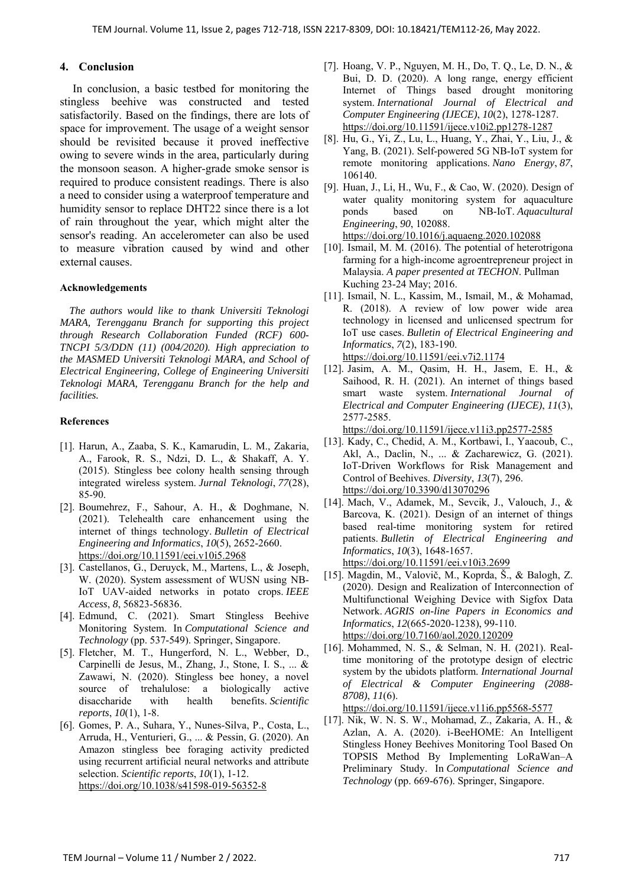## 4. Conclusion

In conclusion, a basic testbed for monitoring the stingless beehive was constructed and tested satisfactorily. Based on the findings, there are lots of space for improvement. The usage of a weight sensor should be revisited because it proved ineffective owing to severe winds in the area, particularly during the monsoon season. A higher-grade smoke sensor is required to produce consistent readings. There is also a need to consider using a waterproof temperature and humidity sensor to replace DHT22 since there is a lot of rain throughout the year, which might alter the sensor's reading. An accelerometer can also be used to measure vibration caused by wind and other external causes.

### Acknowledgements

*The authors would like to thank Universiti Teknologi MARA, Terengganu Branch for supporting this project through Research Collaboration Funded (RCF) 600-TNCPI 5/3/DDN (11) (004/2020). High appreciation to the MASMED Universiti Teknologi MARA, and School of Electrical Engineering, College of Engineering Universiti Teknologi MARA, Terengganu Branch for the help and facilities.*

### References

[1]. Harun, A., Zaaba, S. K., Kamarudin, L. M., Zakaria, A., Farook, R. S., Ndzi, D. L., & Shakaff, A. Y. (2015). Stingless bee colony health sensing through integrated wireless system. *Jurnal Teknologi*, *77*(28), 85-90.

[2]. Boumehrez, F., Sahour, A. H., & Doghmane, N. (2021). Telehealth care enhancement using the internet of things technology. *Bulletin of Electrical Engineering and Informatics*, *10*(5), 2652-2660. https://doi.org/10.11591/eei.v10i5.2968

[3]. Castellanos, G., Deruyck, M., Martens, L., & Joseph, W. (2020). System assessment of WUSN using NB-IoT UAV-aided networks in potato crops. *IEEE Access*, *8*, 56823-56836.

[4]. Edmund, C. (2021). Smart Stingless Beehive Monitoring System. In *Computational Science and Technology* (pp. 537-549). Springer, Singapore.

[5]. Fletcher, M. T., Hungerford, N. L., Webber, D., Carpinelli de Jesus, M., Zhang, J., Stone, I. S., ... & Zawawi, N. (2020). Stingless bee honey, a novel source of trehalulose: a biologically active disaccharide with health benefits. *Scientific reports*, *10*(1), 1-8.

[6]. Gomes, P. A., Suhara, Y., Nunes-Silva, P., Costa, L., Arruda, H., Venturieri, G., ... & Pessin, G. (2020). An Amazon stingless bee foraging activity predicted using recurrent artificial neural networks and attribute selection. *Scientific reports*, *10*(1), 1-12. https://doi.org/10.1038/s41598-019-56352-8

[7]. Hoang, V. P., Nguyen, M. H., Do, T. Q., Le, D. N., & Bui, D. D. (2020). A long range, energy efficient Internet of Things based drought monitoring system. *International Journal of Electrical and Computer Engineering (IJECE)*, *10*(2), 1278-1287. https://doi.org/10.11591/ijece.v10i2.pp1278-1287

[8]. Hu, G., Yi, Z., Lu, L., Huang, Y., Zhai, Y., Liu, J., & Yang, B. (2021). Self-powered 5G NB-IoT system for remote monitoring applications. *Nano Energy*, *87*, 106140.

[9]. Huan, J., Li, H., Wu, F., & Cao, W. (2020). Design of water quality monitoring system for aquaculture ponds based on NB-IoT. *Aquacultural Engineering*, *90*, 102088. https://doi.org/10.1016/j.aquaeng.2020.102088

[10]. Ismail, M. M. (2016). The potential of heterotrigona farming for a high-income agroentrepreneur project in Malaysia. *A paper presented at TECHON*. Pullman Kuching 23-24 May; 2016.

[11]. Ismail, N. L., Kassim, M., Ismail, M., & Mohamad, R. (2018). A review of low power wide area technology in licensed and unlicensed spectrum for IoT use cases. *Bulletin of Electrical Engineering and Informatics*, *7*(2), 183-190. https://doi.org/10.11591/eei.v7i2.1174

[12]. Jasim, A. M., Qasim, H. H., Jasem, E. H., & Saihood, R. H. (2021). An internet of things based smart waste system. *International Journal of Electrical and Computer Engineering (IJECE)*, *11*(3), 2577-2585. https://doi.org/10.11591/ijece.v11i3.pp2577-2585

[13]. Kady, C., Chedid, A. M., Kortbawi, I., Yaacoub, C., Akl, A., Daclin, N., ... & Zacharewicz, G. (2021). IoT-Driven Workflows for Risk Management and Control of Beehives. *Diversity*, *13*(7), 296. https://doi.org/10.3390/d13070296

[14]. Mach, V., Adamek, M., Sevcik, J., Valouch, J., & Barcova, K. (2021). Design of an internet of things based real-time monitoring system for retired patients. *Bulletin of Electrical Engineering and Informatics*, *10*(3), 1648-1657. https://doi.org/10.11591/eei.v10i3.2699

[15]. Magdin, M., Valovič, M., Koprda, Š., & Balogh, Z. (2020). Design and Realization of Interconnection of Multifunctional Weighing Device with Sigfox Data Network. *AGRIS on-line Papers in Economics and Informatics*, *12*(665-2020-1238), 99-110. https://doi.org/10.7160/aol.2020.120209

[16]. Mohammed, N. S., & Selman, N. H. (2021). Real-time monitoring of the prototype design of electric system by the ubidots platform. *International Journal of Electrical & Computer Engineering (2088-8708)*, *11*(6). https://doi.org/10.11591/ijece.v11i6.pp5568-5577

[17]. Nik, W. N. S. W., Mohamad, Z., Zakaria, A. H., & Azlan, A. A. (2020). i-BeeHOME: An Intelligent Stingless Honey Beehives Monitoring Tool Based On TOPSIS Method By Implementing LoRaWan–A Preliminary Study. In *Computational Science and Technology* (pp. 669-676). Springer, Singapore.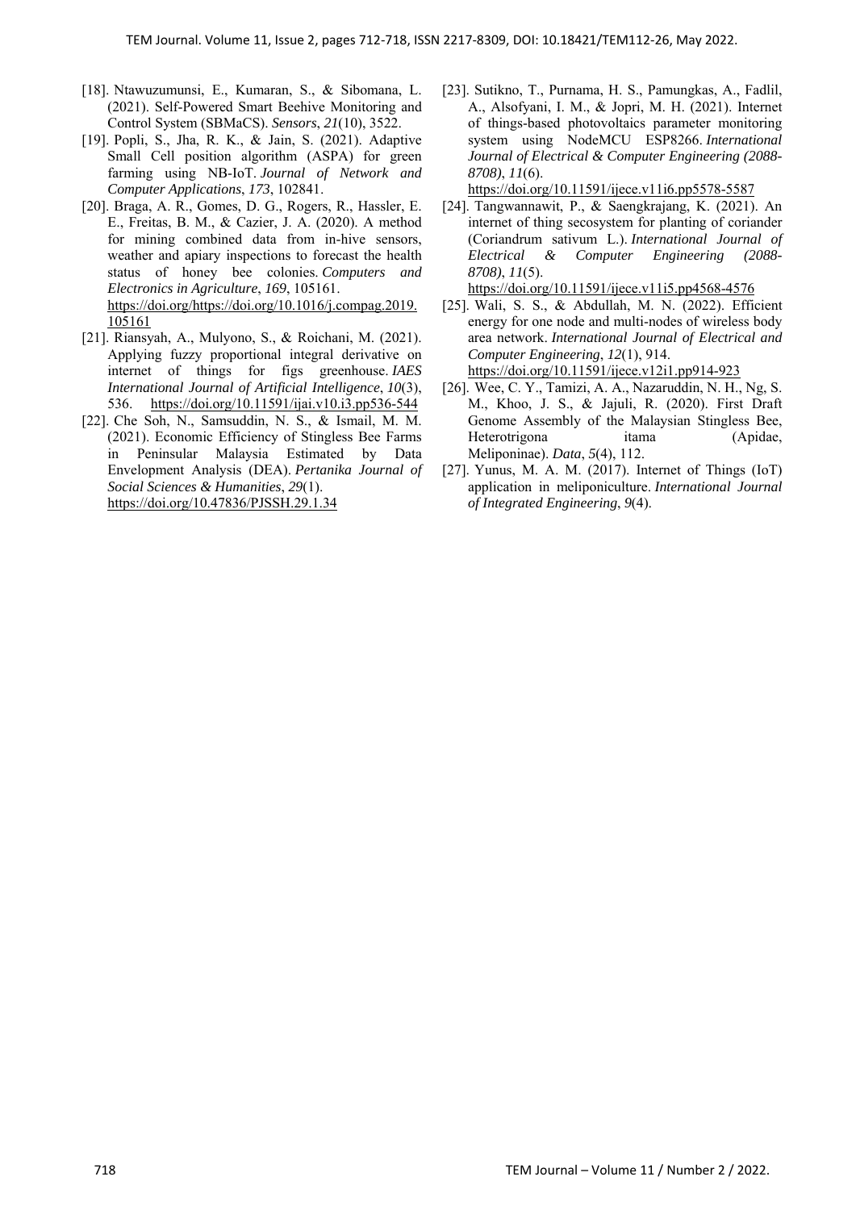[18]. Ntawuzumunsi, E., Kumaran, S., & Sibomana, L. (2021). Self-Powered Smart Beehive Monitoring and Control System (SBMaCS). *Sensors*, *21*(10), 3522.

[19]. Popli, S., Jha, R. K., & Jain, S. (2021). Adaptive Small Cell position algorithm (ASPA) for green farming using NB-IoT. *Journal of Network and Computer Applications*, *173*, 102841.

[20]. Braga, A. R., Gomes, D. G., Rogers, R., Hassler, E. E., Freitas, B. M., & Cazier, J. A. (2020). A method for mining combined data from in-hive sensors, weather and apiary inspections to forecast the health status of honey bee colonies. *Computers and Electronics in Agriculture*, *169*, 105161. https://doi.org/https://doi.org/10.1016/j.compag.2019.105161

[21]. Riansyah, A., Mulyono, S., & Roichani, M. (2021). Applying fuzzy proportional integral derivative on internet of things for figs greenhouse. *IAES International Journal of Artificial Intelligence*, *10*(3), 536. https://doi.org/10.11591/ijai.v10.i3.pp536-544

[22]. Che Soh, N., Samsuddin, N. S., & Ismail, M. M. (2021). Economic Efficiency of Stingless Bee Farms in Peninsular Malaysia Estimated by Data Envelopment Analysis (DEA). *Pertanika Journal of Social Sciences & Humanities*, *29*(1). https://doi.org/10.47836/PJSSH.29.1.34

[23]. Sutikno, T., Purnama, H. S., Pamungkas, A., Fadlil, A., Alsofyani, I. M., & Jopri, M. H. (2021). Internet of things-based photovoltaics parameter monitoring system using NodeMCU ESP8266. *International Journal of Electrical & Computer Engineering (2088-8708)*, *11*(6). https://doi.org/10.11591/ijece.v11i6.pp5578-5587

[24]. Tangwannawit, P., & Saengkrajang, K. (2021). An internet of thing secosystem for planting of coriander (Coriandrum sativum L.). *International Journal of Electrical & Computer Engineering (2088-8708)*, *11*(5). https://doi.org/10.11591/ijece.v11i5.pp4568-4576

[25]. Wali, S. S., & Abdullah, M. N. (2022). Efficient energy for one node and multi-nodes of wireless body area network. *International Journal of Electrical and Computer Engineering*, *12*(1), 914. https://doi.org/10.11591/ijece.v12i1.pp914-923

[26]. Wee, C. Y., Tamizi, A. A., Nazaruddin, N. H., Ng, S. M., Khoo, J. S., & Jajuli, R. (2020). First Draft Genome Assembly of the Malaysian Stingless Bee, Heterotrigona itama (Apidae, Meliponinae). *Data*, *5*(4), 112.

[27]. Yunus, M. A. M. (2017). Internet of Things (IoT) application in meliponiculture. *International Journal of Integrated Engineering*, *9*(4).